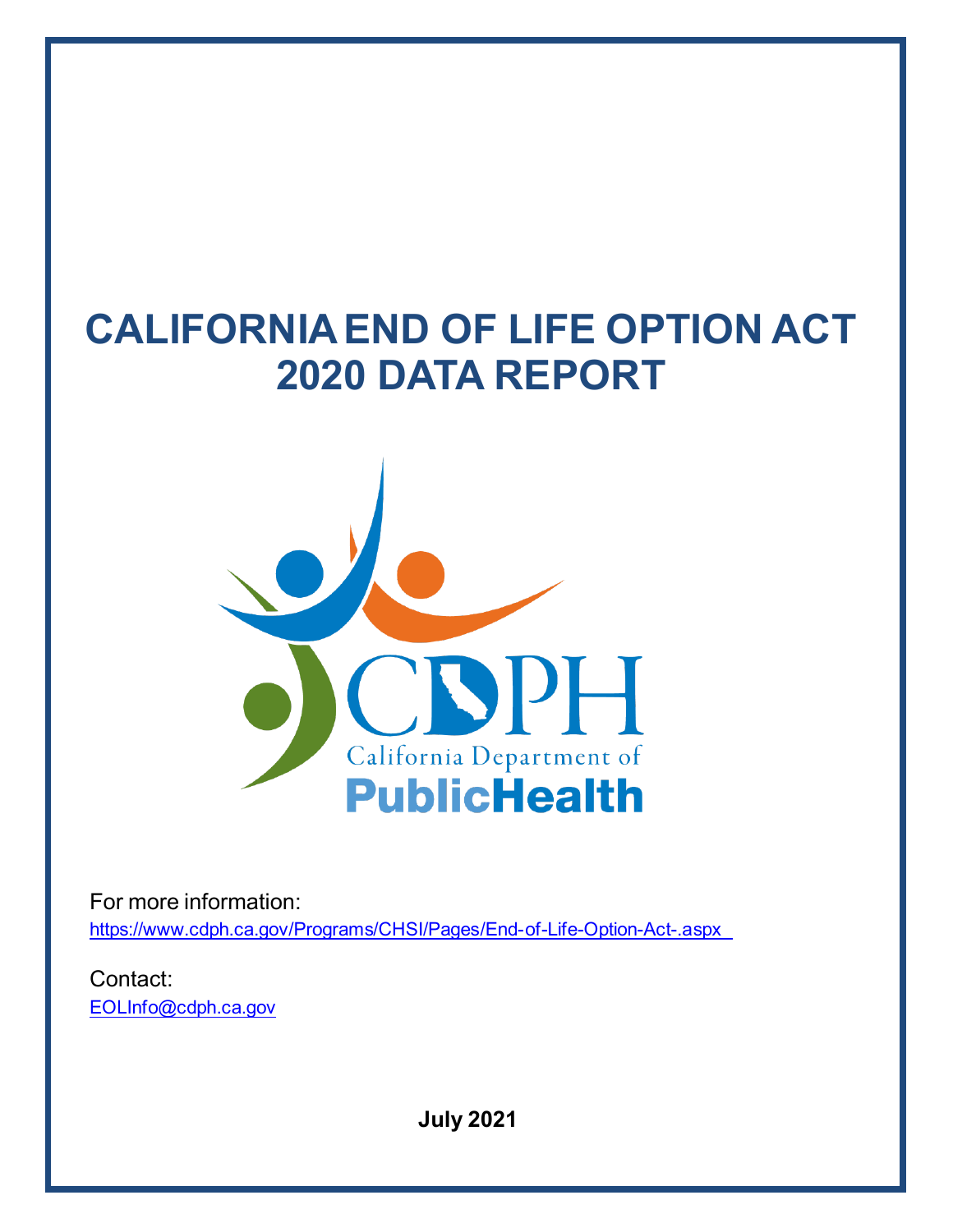# CALIFORNIA END OF LIFE OPTION ACT 2020 DATA REPORT

For more information:
https://www.cdph.ca.gov/Programs/CHSI/Pages/End-of-Life-Option-Act-.aspx

Contact:
EOLInfo@cdph.ca.gov

**July 2021**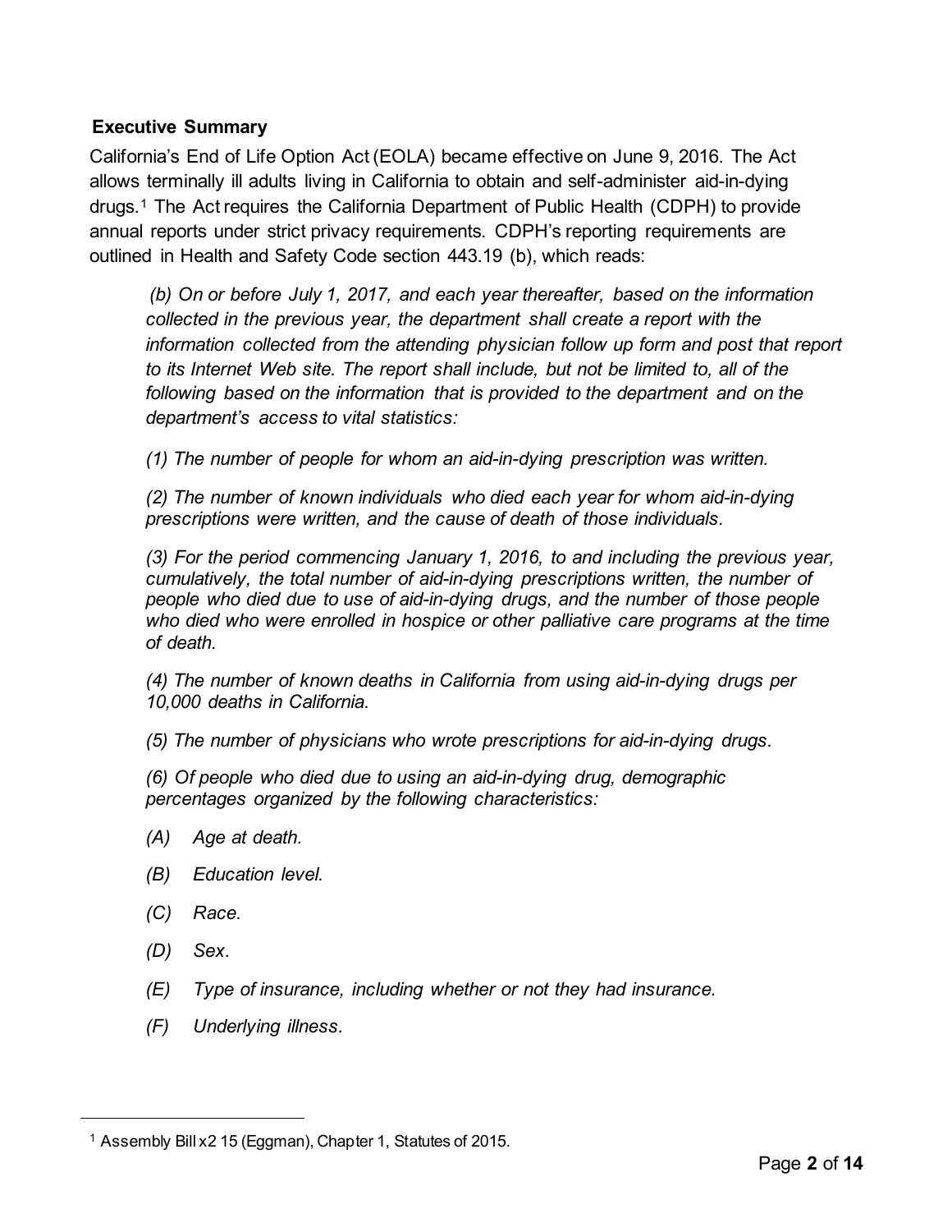## Executive Summary

California's End of Life Option Act (EOLA) became effective on June 9, 2016. The Act allows terminally ill adults living in California to obtain and self-administer aid-in-dying drugs.[1] The Act requires the California Department of Public Health (CDPH) to provide annual reports under strict privacy requirements. CDPH's reporting requirements are outlined in Health and Safety Code section 443.19 (b), which reads:

> *(b) On or before July 1, 2017, and each year thereafter, based on the information collected in the previous year, the department shall create a report with the information collected from the attending physician follow up form and post that report to its Internet Web site. The report shall include, but not be limited to, all of the following based on the information that is provided to the department and on the department's access to vital statistics:*
>
> *(1) The number of people for whom an aid-in-dying prescription was written.*
>
> *(2) The number of known individuals who died each year for whom aid-in-dying prescriptions were written, and the cause of death of those individuals.*
>
> *(3) For the period commencing January 1, 2016, to and including the previous year, cumulatively, the total number of aid-in-dying prescriptions written, the number of people who died due to use of aid-in-dying drugs, and the number of those people who died who were enrolled in hospice or other palliative care programs at the time of death.*
>
> *(4) The number of known deaths in California from using aid-in-dying drugs per 10,000 deaths in California.*
>
> *(5) The number of physicians who wrote prescriptions for aid-in-dying drugs.*
>
> *(6) Of people who died due to using an aid-in-dying drug, demographic percentages organized by the following characteristics:*
>
> *(A) Age at death.*
>
> *(B) Education level.*
>
> *(C) Race.*
>
> *(D) Sex.*
>
> *(E) Type of insurance, including whether or not they had insurance.*
>
> *(F) Underlying illness.*

---

[1] Assembly Bill x2 15 (Eggman), Chapter 1, Statutes of 2015.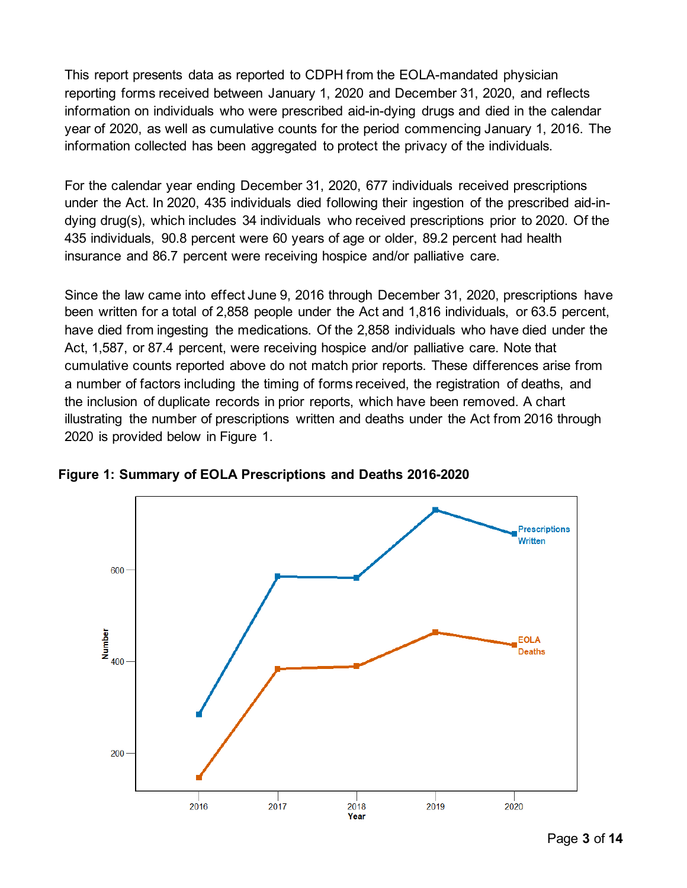This report presents data as reported to CDPH from the EOLA-mandated physician reporting forms received between January 1, 2020 and December 31, 2020, and reflects information on individuals who were prescribed aid-in-dying drugs and died in the calendar year of 2020, as well as cumulative counts for the period commencing January 1, 2016. The information collected has been aggregated to protect the privacy of the individuals.

For the calendar year ending December 31, 2020, 677 individuals received prescriptions under the Act. In 2020, 435 individuals died following their ingestion of the prescribed aid-in-dying drug(s), which includes 34 individuals who received prescriptions prior to 2020. Of the 435 individuals, 90.8 percent were 60 years of age or older, 89.2 percent had health insurance and 86.7 percent were receiving hospice and/or palliative care.

Since the law came into effect June 9, 2016 through December 31, 2020, prescriptions have been written for a total of 2,858 people under the Act and 1,816 individuals, or 63.5 percent, have died from ingesting the medications. Of the 2,858 individuals who have died under the Act, 1,587, or 87.4 percent, were receiving hospice and/or palliative care. Note that cumulative counts reported above do not match prior reports. These differences arise from a number of factors including the timing of forms received, the registration of deaths, and the inclusion of duplicate records in prior reports, which have been removed. A chart illustrating the number of prescriptions written and deaths under the Act from 2016 through 2020 is provided below in Figure 1.

**Figure 1: Summary of EOLA Prescriptions and Deaths 2016-2020**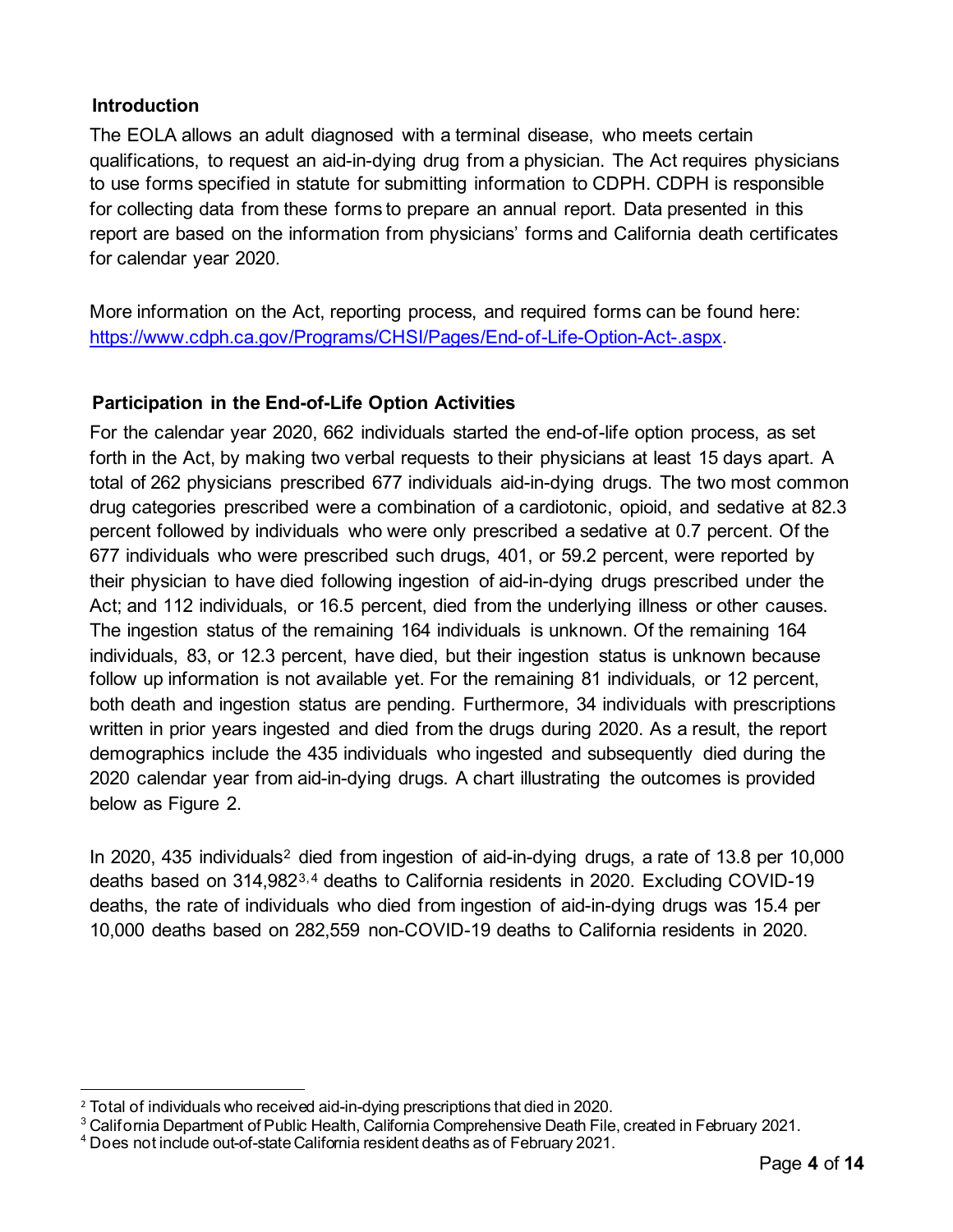## Introduction

The EOLA allows an adult diagnosed with a terminal disease, who meets certain qualifications, to request an aid-in-dying drug from a physician. The Act requires physicians to use forms specified in statute for submitting information to CDPH. CDPH is responsible for collecting data from these forms to prepare an annual report. Data presented in this report are based on the information from physicians' forms and California death certificates for calendar year 2020.

More information on the Act, reporting process, and required forms can be found here: https://www.cdph.ca.gov/Programs/CHSI/Pages/End-of-Life-Option-Act-.aspx.

## Participation in the End-of-Life Option Activities

For the calendar year 2020, 662 individuals started the end-of-life option process, as set forth in the Act, by making two verbal requests to their physicians at least 15 days apart. A total of 262 physicians prescribed 677 individuals aid-in-dying drugs. The two most common drug categories prescribed were a combination of a cardiotonic, opioid, and sedative at 82.3 percent followed by individuals who were only prescribed a sedative at 0.7 percent. Of the 677 individuals who were prescribed such drugs, 401, or 59.2 percent, were reported by their physician to have died following ingestion of aid-in-dying drugs prescribed under the Act; and 112 individuals, or 16.5 percent, died from the underlying illness or other causes. The ingestion status of the remaining 164 individuals is unknown. Of the remaining 164 individuals, 83, or 12.3 percent, have died, but their ingestion status is unknown because follow up information is not available yet. For the remaining 81 individuals, or 12 percent, both death and ingestion status are pending. Furthermore, 34 individuals with prescriptions written in prior years ingested and died from the drugs during 2020. As a result, the report demographics include the 435 individuals who ingested and subsequently died during the 2020 calendar year from aid-in-dying drugs. A chart illustrating the outcomes is provided below as Figure 2.

In 2020, 435 individuals[2] died from ingestion of aid-in-dying drugs, a rate of 13.8 per 10,000 deaths based on 314,982[3,4] deaths to California residents in 2020. Excluding COVID-19 deaths, the rate of individuals who died from ingestion of aid-in-dying drugs was 15.4 per 10,000 deaths based on 282,559 non-COVID-19 deaths to California residents in 2020.

---

[2] Total of individuals who received aid-in-dying prescriptions that died in 2020.

[3] California Department of Public Health, California Comprehensive Death File, created in February 2021.

[4] Does not include out-of-state California resident deaths as of February 2021.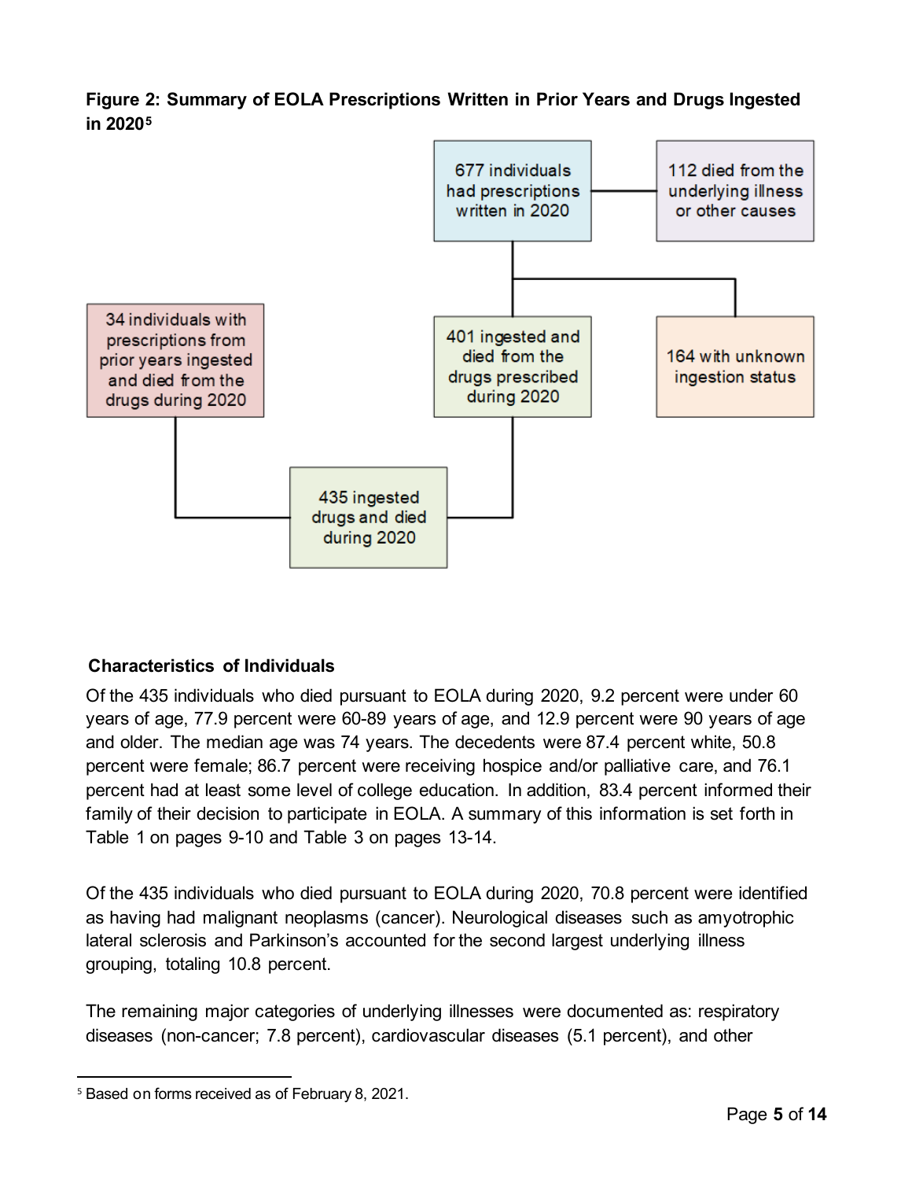**Figure 2: Summary of EOLA Prescriptions Written in Prior Years and Drugs Ingested in 2020**[5]

677 individuals had prescriptions written in 2020

112 died from the underlying illness or other causes

401 ingested and died from the drugs prescribed during 2020

164 with unknown ingestion status

34 individuals with prescriptions from prior years ingested and died from the drugs during 2020

435 ingested drugs and died during 2020

### Characteristics of Individuals

Of the 435 individuals who died pursuant to EOLA during 2020, 9.2 percent were under 60 years of age, 77.9 percent were 60-89 years of age, and 12.9 percent were 90 years of age and older. The median age was 74 years. The decedents were 87.4 percent white, 50.8 percent were female; 86.7 percent were receiving hospice and/or palliative care, and 76.1 percent had at least some level of college education. In addition, 83.4 percent informed their family of their decision to participate in EOLA. A summary of this information is set forth in Table 1 on pages 9-10 and Table 3 on pages 13-14.

Of the 435 individuals who died pursuant to EOLA during 2020, 70.8 percent were identified as having had malignant neoplasms (cancer). Neurological diseases such as amyotrophic lateral sclerosis and Parkinson's accounted for the second largest underlying illness grouping, totaling 10.8 percent.

The remaining major categories of underlying illnesses were documented as: respiratory diseases (non-cancer; 7.8 percent), cardiovascular diseases (5.1 percent), and other

[5] Based on forms received as of February 8, 2021.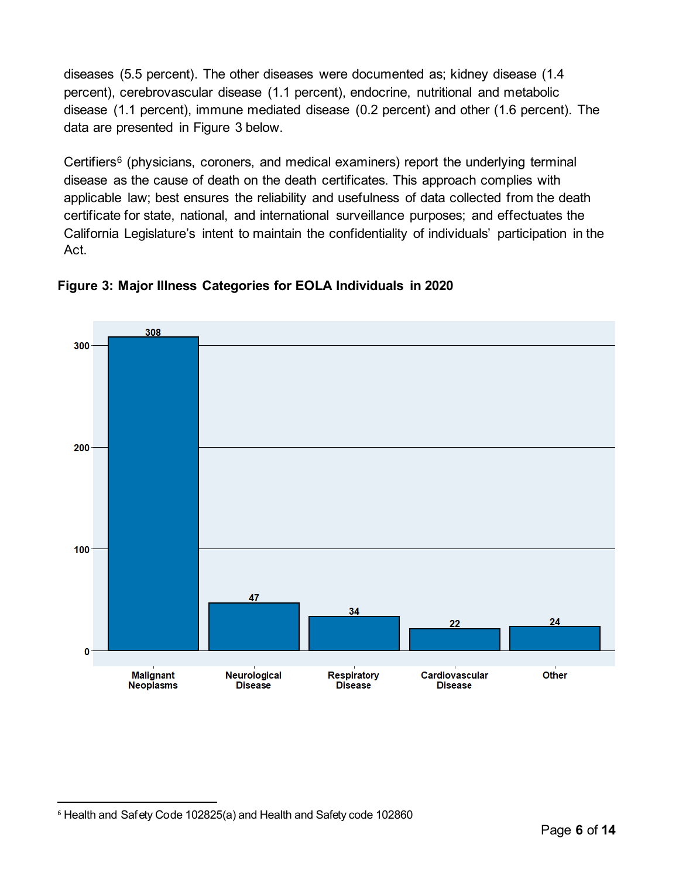diseases (5.5 percent). The other diseases were documented as; kidney disease (1.4 percent), cerebrovascular disease (1.1 percent), endocrine, nutritional and metabolic disease (1.1 percent), immune mediated disease (0.2 percent) and other (1.6 percent). The data are presented in Figure 3 below.

Certifiers[6] (physicians, coroners, and medical examiners) report the underlying terminal disease as the cause of death on the death certificates. This approach complies with applicable law; best ensures the reliability and usefulness of data collected from the death certificate for state, national, and international surveillance purposes; and effectuates the California Legislature's intent to maintain the confidentiality of individuals' participation in the Act.

**Figure 3: Major Illness Categories for EOLA Individuals in 2020**

| Category | Count |
|---|---|
| Malignant Neoplasms | 308 |
| Neurological Disease | 47 |
| Respiratory Disease | 34 |
| Cardiovascular Disease | 22 |
| Other | 24 |

[6] Health and Safety Code 102825(a) and Health and Safety code 102860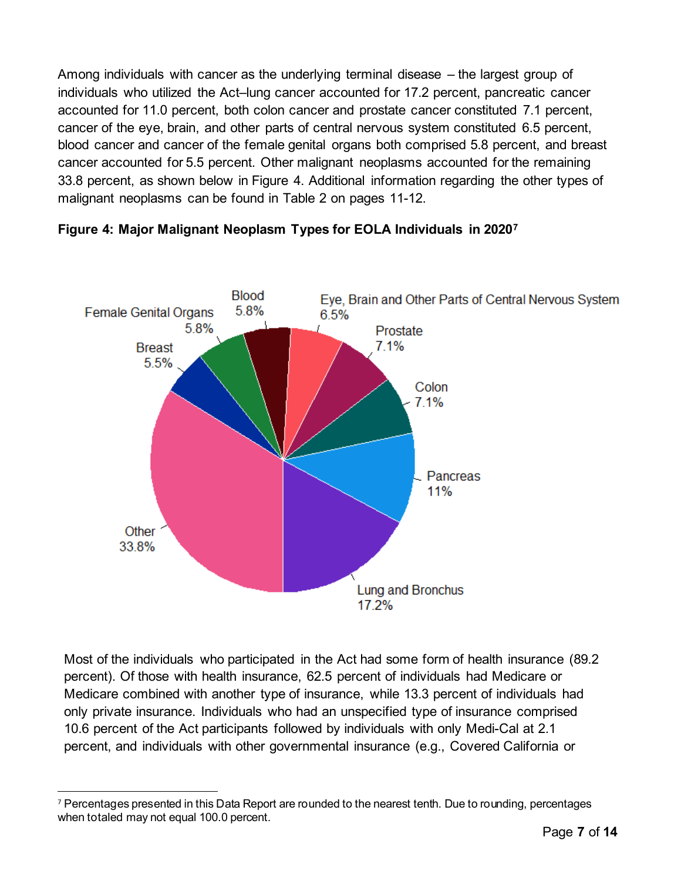Among individuals with cancer as the underlying terminal disease – the largest group of individuals who utilized the Act–lung cancer accounted for 17.2 percent, pancreatic cancer accounted for 11.0 percent, both colon cancer and prostate cancer constituted 7.1 percent, cancer of the eye, brain, and other parts of central nervous system constituted 6.5 percent, blood cancer and cancer of the female genital organs both comprised 5.8 percent, and breast cancer accounted for 5.5 percent. Other malignant neoplasms accounted for the remaining 33.8 percent, as shown below in Figure 4. Additional information regarding the other types of malignant neoplasms can be found in Table 2 on pages 11-12.

**Figure 4: Major Malignant Neoplasm Types for EOLA Individuals in 2020**[7]

Blood 5.8%
Eye, Brain and Other Parts of Central Nervous System 6.5%
Female Genital Organs 5.8%
Prostate 7.1%
Breast 5.5%
Colon 7.1%
Pancreas 11%
Other 33.8%
Lung and Bronchus 17.2%

Most of the individuals who participated in the Act had some form of health insurance (89.2 percent). Of those with health insurance, 62.5 percent of individuals had Medicare or Medicare combined with another type of insurance, while 13.3 percent of individuals had only private insurance. Individuals who had an unspecified type of insurance comprised 10.6 percent of the Act participants followed by individuals with only Medi-Cal at 2.1 percent, and individuals with other governmental insurance (e.g., Covered California or

---

[7] Percentages presented in this Data Report are rounded to the nearest tenth. Due to rounding, percentages when totaled may not equal 100.0 percent.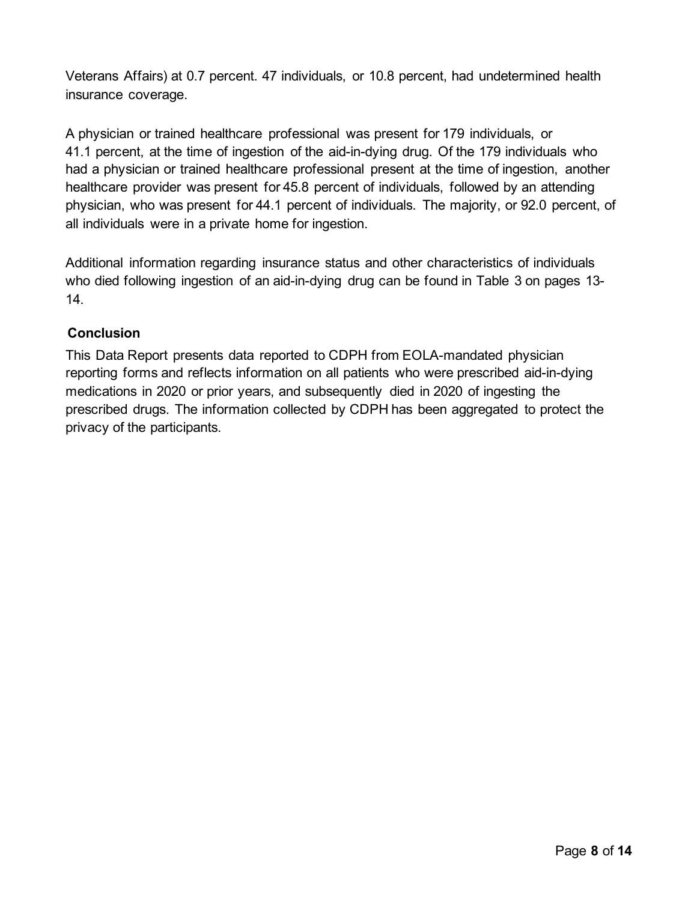Veterans Affairs) at 0.7 percent. 47 individuals, or 10.8 percent, had undetermined health insurance coverage.

A physician or trained healthcare professional was present for 179 individuals, or 41.1 percent, at the time of ingestion of the aid-in-dying drug. Of the 179 individuals who had a physician or trained healthcare professional present at the time of ingestion, another healthcare provider was present for 45.8 percent of individuals, followed by an attending physician, who was present for 44.1 percent of individuals. The majority, or 92.0 percent, of all individuals were in a private home for ingestion.

Additional information regarding insurance status and other characteristics of individuals who died following ingestion of an aid-in-dying drug can be found in Table 3 on pages 13-14.

## Conclusion

This Data Report presents data reported to CDPH from EOLA-mandated physician reporting forms and reflects information on all patients who were prescribed aid-in-dying medications in 2020 or prior years, and subsequently died in 2020 of ingesting the prescribed drugs. The information collected by CDPH has been aggregated to protect the privacy of the participants.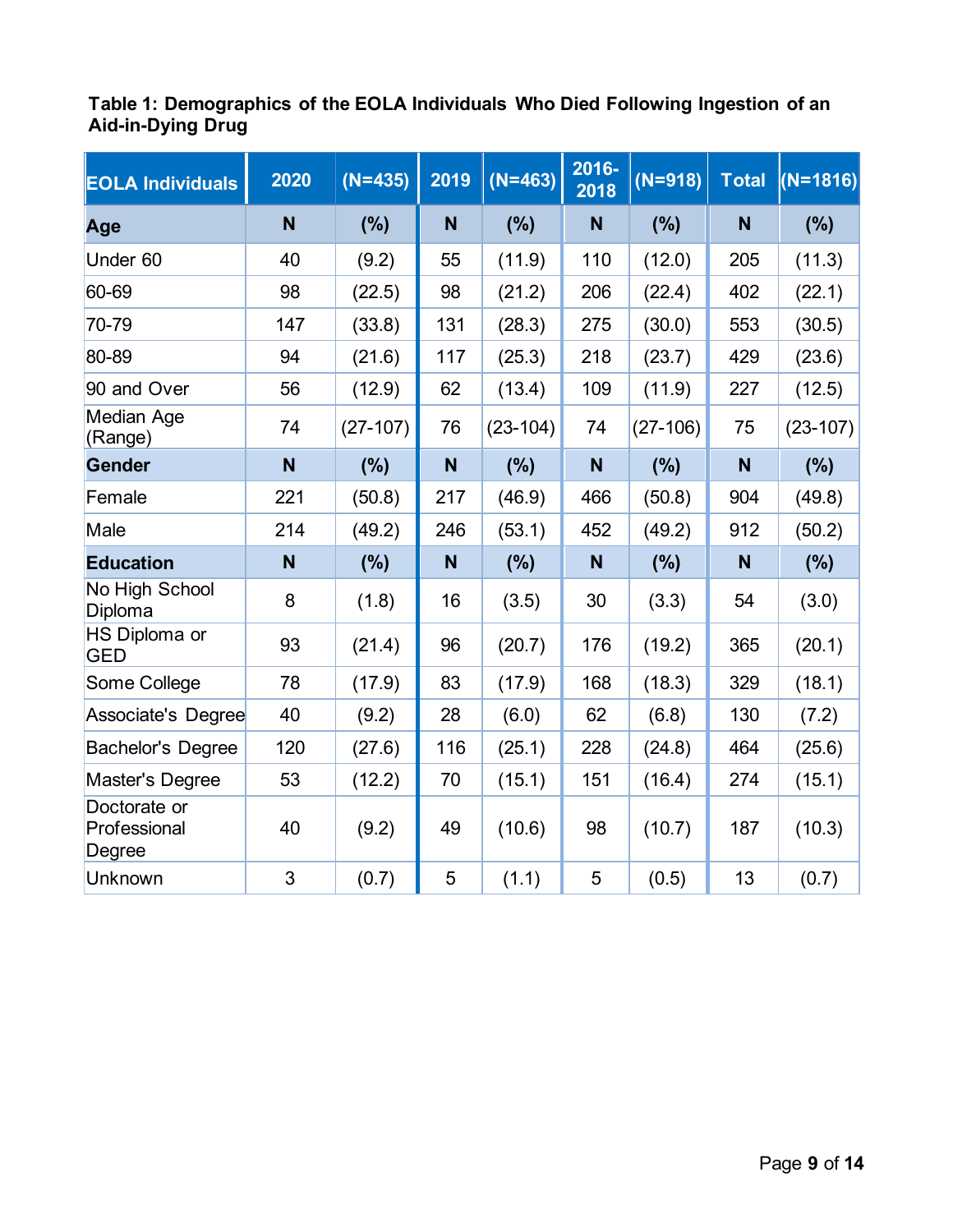**Table 1: Demographics of the EOLA Individuals Who Died Following Ingestion of an Aid-in-Dying Drug**

| EOLA Individuals | 2020 | (N=435) | 2019 | (N=463) | 2016-2018 | (N=918) | Total | (N=1816) |
|---|---|---|---|---|---|---|---|---|
| **Age** | **N** | **(%)** | **N** | **(%)** | **N** | **(%)** | **N** | **(%)** |
| Under 60 | 40 | (9.2) | 55 | (11.9) | 110 | (12.0) | 205 | (11.3) |
| 60-69 | 98 | (22.5) | 98 | (21.2) | 206 | (22.4) | 402 | (22.1) |
| 70-79 | 147 | (33.8) | 131 | (28.3) | 275 | (30.0) | 553 | (30.5) |
| 80-89 | 94 | (21.6) | 117 | (25.3) | 218 | (23.7) | 429 | (23.6) |
| 90 and Over | 56 | (12.9) | 62 | (13.4) | 109 | (11.9) | 227 | (12.5) |
| Median Age (Range) | 74 | (27-107) | 76 | (23-104) | 74 | (27-106) | 75 | (23-107) |
| **Gender** | **N** | **(%)** | **N** | **(%)** | **N** | **(%)** | **N** | **(%)** |
| Female | 221 | (50.8) | 217 | (46.9) | 466 | (50.8) | 904 | (49.8) |
| Male | 214 | (49.2) | 246 | (53.1) | 452 | (49.2) | 912 | (50.2) |
| **Education** | **N** | **(%)** | **N** | **(%)** | **N** | **(%)** | **N** | **(%)** |
| No High School Diploma | 8 | (1.8) | 16 | (3.5) | 30 | (3.3) | 54 | (3.0) |
| HS Diploma or GED | 93 | (21.4) | 96 | (20.7) | 176 | (19.2) | 365 | (20.1) |
| Some College | 78 | (17.9) | 83 | (17.9) | 168 | (18.3) | 329 | (18.1) |
| Associate's Degree | 40 | (9.2) | 28 | (6.0) | 62 | (6.8) | 130 | (7.2) |
| Bachelor's Degree | 120 | (27.6) | 116 | (25.1) | 228 | (24.8) | 464 | (25.6) |
| Master's Degree | 53 | (12.2) | 70 | (15.1) | 151 | (16.4) | 274 | (15.1) |
| Doctorate or Professional Degree | 40 | (9.2) | 49 | (10.6) | 98 | (10.7) | 187 | (10.3) |
| Unknown | 3 | (0.7) | 5 | (1.1) | 5 | (0.5) | 13 | (0.7) |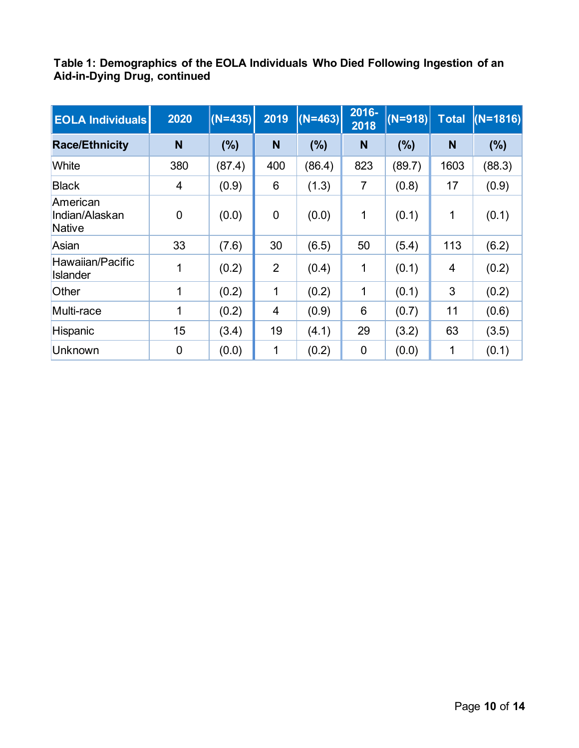**Table 1: Demographics of the EOLA Individuals Who Died Following Ingestion of an Aid-in-Dying Drug, continued**

| EOLA Individuals | 2020 | (N=435) | 2019 | (N=463) | 2016-2018 | (N=918) | Total | (N=1816) |
|---|---|---|---|---|---|---|---|---|
| **Race/Ethnicity** | **N** | **(%)** | **N** | **(%)** | **N** | **(%)** | **N** | **(%)** |
| White | 380 | (87.4) | 400 | (86.4) | 823 | (89.7) | 1603 | (88.3) |
| Black | 4 | (0.9) | 6 | (1.3) | 7 | (0.8) | 17 | (0.9) |
| American Indian/Alaskan Native | 0 | (0.0) | 0 | (0.0) | 1 | (0.1) | 1 | (0.1) |
| Asian | 33 | (7.6) | 30 | (6.5) | 50 | (5.4) | 113 | (6.2) |
| Hawaiian/Pacific Islander | 1 | (0.2) | 2 | (0.4) | 1 | (0.1) | 4 | (0.2) |
| Other | 1 | (0.2) | 1 | (0.2) | 1 | (0.1) | 3 | (0.2) |
| Multi-race | 1 | (0.2) | 4 | (0.9) | 6 | (0.7) | 11 | (0.6) |
| Hispanic | 15 | (3.4) | 19 | (4.1) | 29 | (3.2) | 63 | (3.5) |
| Unknown | 0 | (0.0) | 1 | (0.2) | 0 | (0.0) | 1 | (0.1) |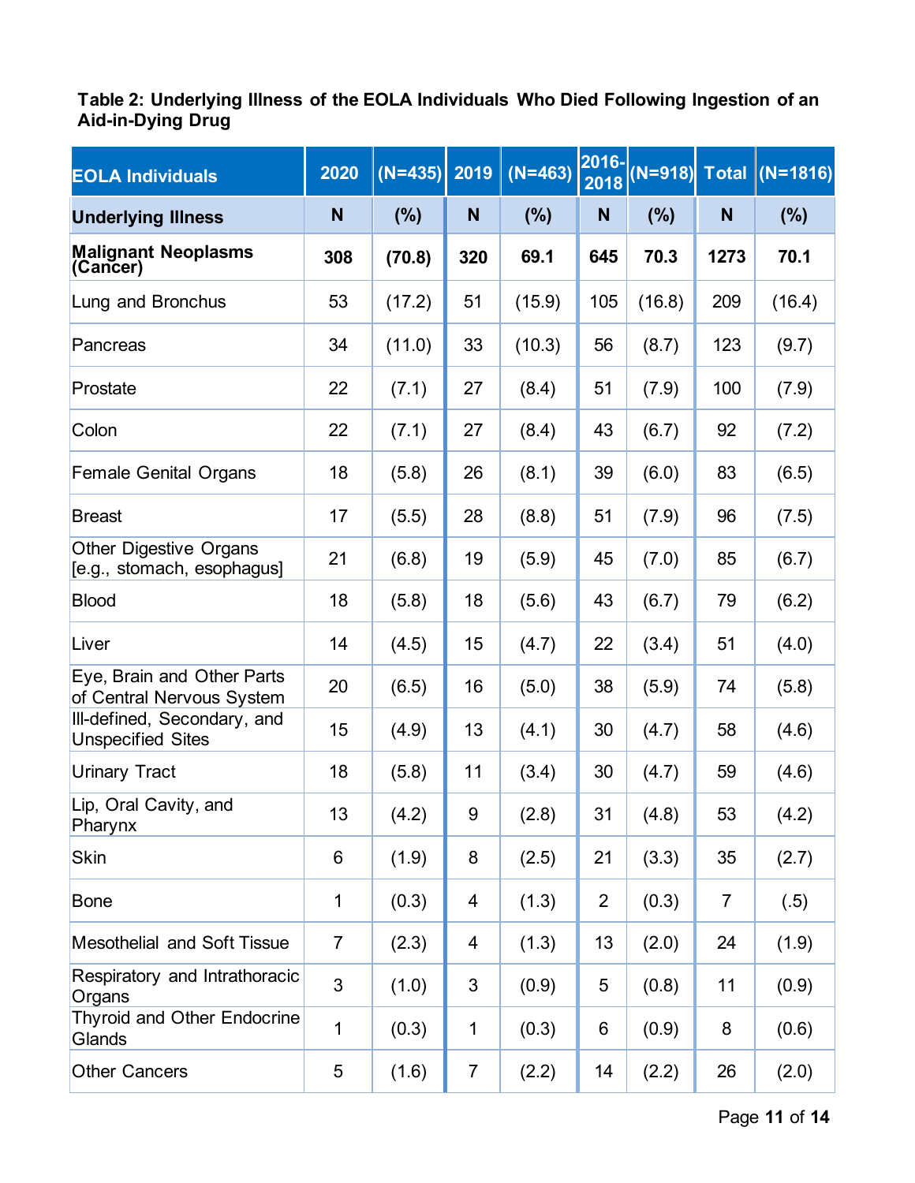**Table 2: Underlying Illness of the EOLA Individuals Who Died Following Ingestion of an Aid-in-Dying Drug**

| EOLA Individuals | 2020 | (N=435) | 2019 | (N=463) | 2016-2018 | (N=918) | Total | (N=1816) |
|---|---|---|---|---|---|---|---|---|
| **Underlying Illness** | **N** | **(%)** | **N** | **(%)** | **N** | **(%)** | **N** | **(%)** |
| **Malignant Neoplasms (Cancer)** | **308** | **(70.8)** | **320** | **69.1** | **645** | **70.3** | **1273** | **70.1** |
| Lung and Bronchus | 53 | (17.2) | 51 | (15.9) | 105 | (16.8) | 209 | (16.4) |
| Pancreas | 34 | (11.0) | 33 | (10.3) | 56 | (8.7) | 123 | (9.7) |
| Prostate | 22 | (7.1) | 27 | (8.4) | 51 | (7.9) | 100 | (7.9) |
| Colon | 22 | (7.1) | 27 | (8.4) | 43 | (6.7) | 92 | (7.2) |
| Female Genital Organs | 18 | (5.8) | 26 | (8.1) | 39 | (6.0) | 83 | (6.5) |
| Breast | 17 | (5.5) | 28 | (8.8) | 51 | (7.9) | 96 | (7.5) |
| Other Digestive Organs [e.g., stomach, esophagus] | 21 | (6.8) | 19 | (5.9) | 45 | (7.0) | 85 | (6.7) |
| Blood | 18 | (5.8) | 18 | (5.6) | 43 | (6.7) | 79 | (6.2) |
| Liver | 14 | (4.5) | 15 | (4.7) | 22 | (3.4) | 51 | (4.0) |
| Eye, Brain and Other Parts of Central Nervous System | 20 | (6.5) | 16 | (5.0) | 38 | (5.9) | 74 | (5.8) |
| Ill-defined, Secondary, and Unspecified Sites | 15 | (4.9) | 13 | (4.1) | 30 | (4.7) | 58 | (4.6) |
| Urinary Tract | 18 | (5.8) | 11 | (3.4) | 30 | (4.7) | 59 | (4.6) |
| Lip, Oral Cavity, and Pharynx | 13 | (4.2) | 9 | (2.8) | 31 | (4.8) | 53 | (4.2) |
| Skin | 6 | (1.9) | 8 | (2.5) | 21 | (3.3) | 35 | (2.7) |
| Bone | 1 | (0.3) | 4 | (1.3) | 2 | (0.3) | 7 | (.5) |
| Mesothelial and Soft Tissue | 7 | (2.3) | 4 | (1.3) | 13 | (2.0) | 24 | (1.9) |
| Respiratory and Intrathoracic Organs | 3 | (1.0) | 3 | (0.9) | 5 | (0.8) | 11 | (0.9) |
| Thyroid and Other Endocrine Glands | 1 | (0.3) | 1 | (0.3) | 6 | (0.9) | 8 | (0.6) |
| Other Cancers | 5 | (1.6) | 7 | (2.2) | 14 | (2.2) | 26 | (2.0) |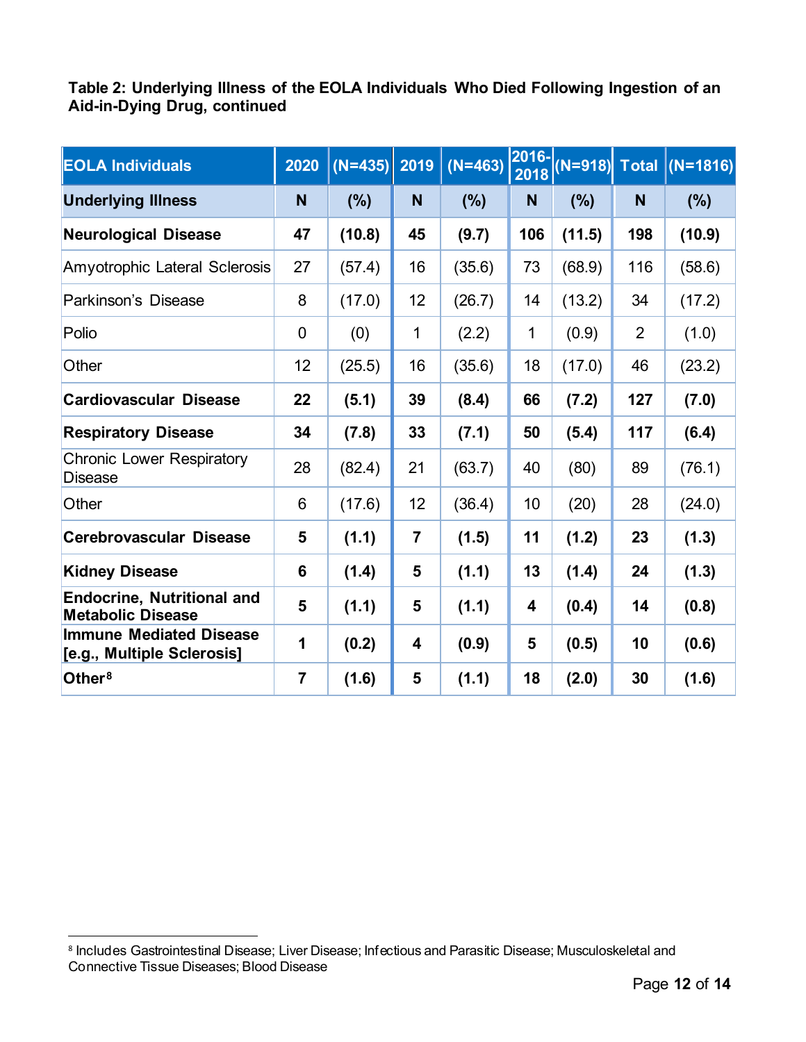**Table 2: Underlying Illness of the EOLA Individuals Who Died Following Ingestion of an Aid-in-Dying Drug, continued**

| EOLA Individuals | 2020 | (N=435) | 2019 | (N=463) | 2016-2018 | (N=918) | Total | (N=1816) |
|---|---|---|---|---|---|---|---|---|
| **Underlying Illness** | **N** | **(%)** | **N** | **(%)** | **N** | **(%)** | **N** | **(%)** |
| **Neurological Disease** | **47** | **(10.8)** | **45** | **(9.7)** | **106** | **(11.5)** | **198** | **(10.9)** |
| Amyotrophic Lateral Sclerosis | 27 | (57.4) | 16 | (35.6) | 73 | (68.9) | 116 | (58.6) |
| Parkinson's Disease | 8 | (17.0) | 12 | (26.7) | 14 | (13.2) | 34 | (17.2) |
| Polio | 0 | (0) | 1 | (2.2) | 1 | (0.9) | 2 | (1.0) |
| Other | 12 | (25.5) | 16 | (35.6) | 18 | (17.0) | 46 | (23.2) |
| **Cardiovascular Disease** | **22** | **(5.1)** | **39** | **(8.4)** | **66** | **(7.2)** | **127** | **(7.0)** |
| **Respiratory Disease** | **34** | **(7.8)** | **33** | **(7.1)** | **50** | **(5.4)** | **117** | **(6.4)** |
| Chronic Lower Respiratory Disease | 28 | (82.4) | 21 | (63.7) | 40 | (80) | 89 | (76.1) |
| Other | 6 | (17.6) | 12 | (36.4) | 10 | (20) | 28 | (24.0) |
| **Cerebrovascular Disease** | **5** | **(1.1)** | **7** | **(1.5)** | **11** | **(1.2)** | **23** | **(1.3)** |
| **Kidney Disease** | **6** | **(1.4)** | **5** | **(1.1)** | **13** | **(1.4)** | **24** | **(1.3)** |
| **Endocrine, Nutritional and Metabolic Disease** | **5** | **(1.1)** | **5** | **(1.1)** | **4** | **(0.4)** | **14** | **(0.8)** |
| **Immune Mediated Disease [e.g., Multiple Sclerosis]** | **1** | **(0.2)** | **4** | **(0.9)** | **5** | **(0.5)** | **10** | **(0.6)** |
| **Other[8]** | **7** | **(1.6)** | **5** | **(1.1)** | **18** | **(2.0)** | **30** | **(1.6)** |

[8] Includes Gastrointestinal Disease; Liver Disease; Infectious and Parasitic Disease; Musculoskeletal and Connective Tissue Diseases; Blood Disease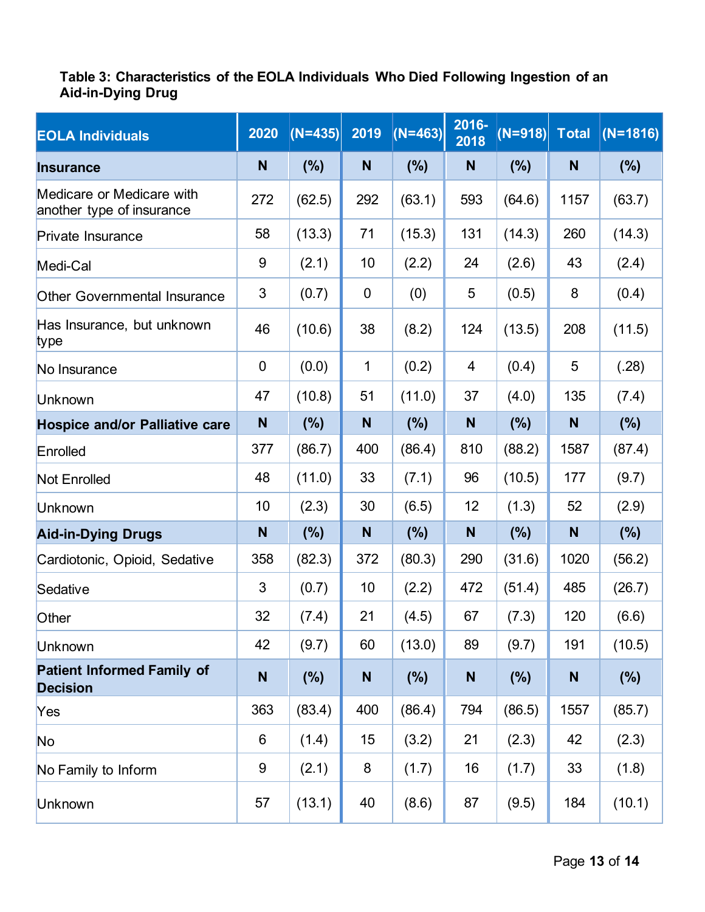**Table 3: Characteristics of the EOLA Individuals Who Died Following Ingestion of an Aid-in-Dying Drug**

| EOLA Individuals | 2020 | (N=435) | 2019 | (N=463) | 2016-2018 | (N=918) | Total | (N=1816) |
|---|---|---|---|---|---|---|---|---|
| **Insurance** | **N** | **(%)** | **N** | **(%)** | **N** | **(%)** | **N** | **(%)** |
| Medicare or Medicare with another type of insurance | 272 | (62.5) | 292 | (63.1) | 593 | (64.6) | 1157 | (63.7) |
| Private Insurance | 58 | (13.3) | 71 | (15.3) | 131 | (14.3) | 260 | (14.3) |
| Medi-Cal | 9 | (2.1) | 10 | (2.2) | 24 | (2.6) | 43 | (2.4) |
| Other Governmental Insurance | 3 | (0.7) | 0 | (0) | 5 | (0.5) | 8 | (0.4) |
| Has Insurance, but unknown type | 46 | (10.6) | 38 | (8.2) | 124 | (13.5) | 208 | (11.5) |
| No Insurance | 0 | (0.0) | 1 | (0.2) | 4 | (0.4) | 5 | (.28) |
| Unknown | 47 | (10.8) | 51 | (11.0) | 37 | (4.0) | 135 | (7.4) |
| **Hospice and/or Palliative care** | **N** | **(%)** | **N** | **(%)** | **N** | **(%)** | **N** | **(%)** |
| Enrolled | 377 | (86.7) | 400 | (86.4) | 810 | (88.2) | 1587 | (87.4) |
| Not Enrolled | 48 | (11.0) | 33 | (7.1) | 96 | (10.5) | 177 | (9.7) |
| Unknown | 10 | (2.3) | 30 | (6.5) | 12 | (1.3) | 52 | (2.9) |
| **Aid-in-Dying Drugs** | **N** | **(%)** | **N** | **(%)** | **N** | **(%)** | **N** | **(%)** |
| Cardiotonic, Opioid, Sedative | 358 | (82.3) | 372 | (80.3) | 290 | (31.6) | 1020 | (56.2) |
| Sedative | 3 | (0.7) | 10 | (2.2) | 472 | (51.4) | 485 | (26.7) |
| Other | 32 | (7.4) | 21 | (4.5) | 67 | (7.3) | 120 | (6.6) |
| Unknown | 42 | (9.7) | 60 | (13.0) | 89 | (9.7) | 191 | (10.5) |
| **Patient Informed Family of Decision** | **N** | **(%)** | **N** | **(%)** | **N** | **(%)** | **N** | **(%)** |
| Yes | 363 | (83.4) | 400 | (86.4) | 794 | (86.5) | 1557 | (85.7) |
| No | 6 | (1.4) | 15 | (3.2) | 21 | (2.3) | 42 | (2.3) |
| No Family to Inform | 9 | (2.1) | 8 | (1.7) | 16 | (1.7) | 33 | (1.8) |
| Unknown | 57 | (13.1) | 40 | (8.6) | 87 | (9.5) | 184 | (10.1) |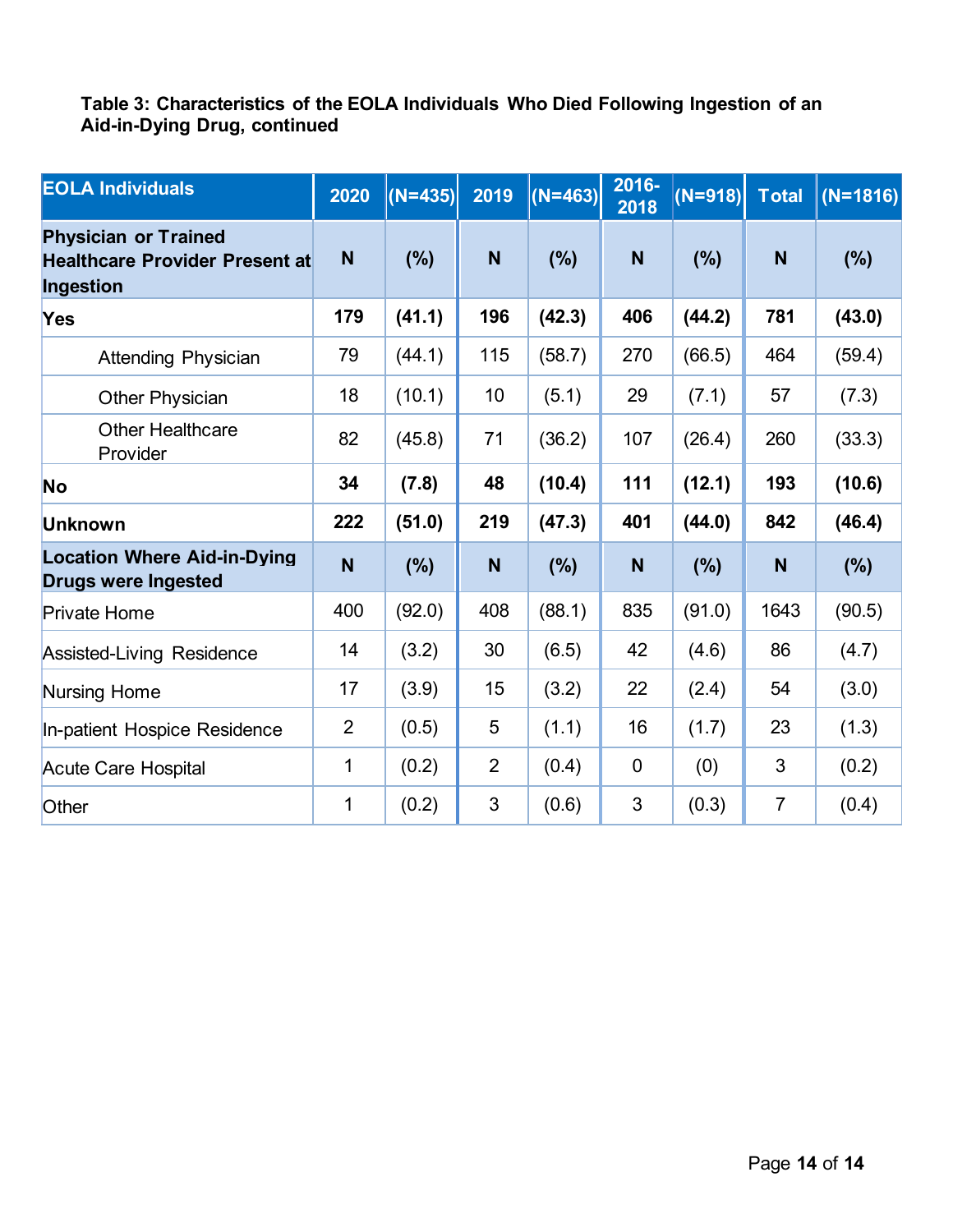**Table 3: Characteristics of the EOLA Individuals Who Died Following Ingestion of an Aid-in-Dying Drug, continued**

| EOLA Individuals | 2020 | (N=435) | 2019 | (N=463) | 2016-2018 | (N=918) | Total | (N=1816) |
|---|---|---|---|---|---|---|---|---|
| **Physician or Trained Healthcare Provider Present at Ingestion** | **N** | **(%)** | **N** | **(%)** | **N** | **(%)** | **N** | **(%)** |
| **Yes** | **179** | **(41.1)** | **196** | **(42.3)** | **406** | **(44.2)** | **781** | **(43.0)** |
| Attending Physician | 79 | (44.1) | 115 | (58.7) | 270 | (66.5) | 464 | (59.4) |
| Other Physician | 18 | (10.1) | 10 | (5.1) | 29 | (7.1) | 57 | (7.3) |
| Other Healthcare Provider | 82 | (45.8) | 71 | (36.2) | 107 | (26.4) | 260 | (33.3) |
| **No** | **34** | **(7.8)** | **48** | **(10.4)** | **111** | **(12.1)** | **193** | **(10.6)** |
| **Unknown** | **222** | **(51.0)** | **219** | **(47.3)** | **401** | **(44.0)** | **842** | **(46.4)** |
| **Location Where Aid-in-Dying Drugs were Ingested** | **N** | **(%)** | **N** | **(%)** | **N** | **(%)** | **N** | **(%)** |
| Private Home | 400 | (92.0) | 408 | (88.1) | 835 | (91.0) | 1643 | (90.5) |
| Assisted-Living Residence | 14 | (3.2) | 30 | (6.5) | 42 | (4.6) | 86 | (4.7) |
| Nursing Home | 17 | (3.9) | 15 | (3.2) | 22 | (2.4) | 54 | (3.0) |
| In-patient Hospice Residence | 2 | (0.5) | 5 | (1.1) | 16 | (1.7) | 23 | (1.3) |
| Acute Care Hospital | 1 | (0.2) | 2 | (0.4) | 0 | (0) | 3 | (0.2) |
| Other | 1 | (0.2) | 3 | (0.6) | 3 | (0.3) | 7 | (0.4) |